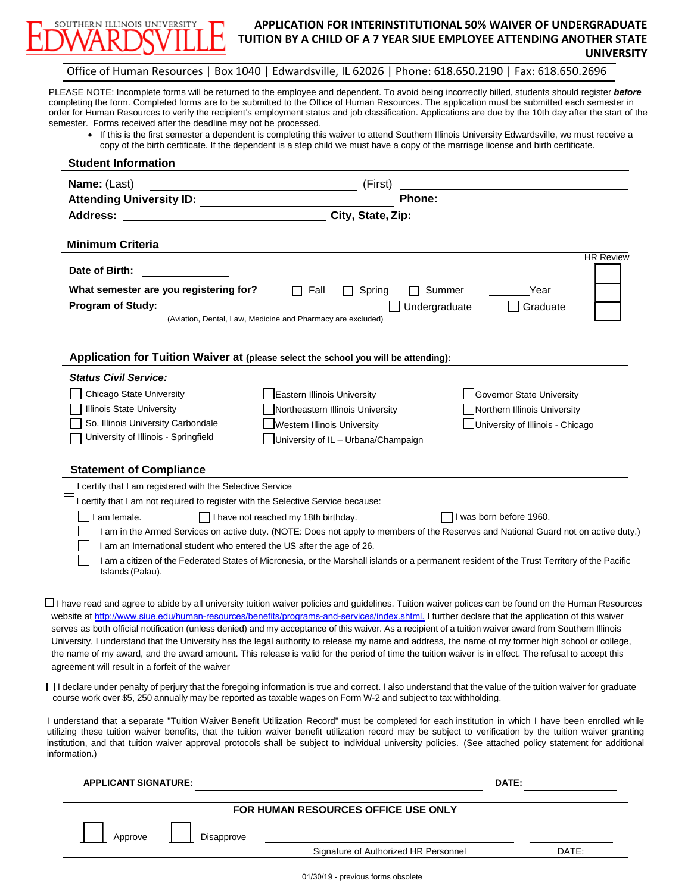SOUTHERN ILLINOIS UNIVERSITY EDWARDSVILLE

# APPLICATION FOR INTERINSTITUTIONAL 50% WAIVER OF UNDERGRADUATE TUITION BY A CHILD OF A 7 YEAR SIUE EMPLOYEE ATTENDING ANOTHER STATE UNIVERSITY

Office of Human Resources | Box 1040 | Edwardsville, IL 62026 | Phone: 618.650.2190 | Fax: 618.650.2696

PLEASE NOTE: Incomplete forms will be returned to the employee and dependent. To avoid being incorrectly billed, students should register ***before*** completing the form. Completed forms are to be submitted to the Office of Human Resources. The application must be submitted each semester in order for Human Resources to verify the recipient's employment status and job classification. Applications are due by the 10th day after the start of the semester. Forms received after the deadline may not be processed.

- If this is the first semester a dependent is completing this waiver to attend Southern Illinois University Edwardsville, we must receive a copy of the birth certificate. If the dependent is a step child we must have a copy of the marriage license and birth certificate.

## Student Information

**Name:** (Last) ____________________ (First) ____________________

**Attending University ID:** ____________________ **Phone:** ____________________

**Address:** ____________________ **City, State, Zip:** ____________________

## Minimum Criteria

HR Review

**Date of Birth:** ____________

**What semester are you registering for?** ☐ Fall ☐ Spring ☐ Summer ______Year

**Program of Study:** ____________________ ☐ Undergraduate ☐ Graduate

(Aviation, Dental, Law, Medicine and Pharmacy are excluded)

## Application for Tuition Waiver at (please select the school you will be attending):

***Status Civil Service:***

| | | |
|---|---|---|
| ☐ Chicago State University | ☐ Eastern Illinois University | ☐ Governor State University |
| ☐ Illinois State University | ☐ Northeastern Illinois University | ☐ Northern Illinois University |
| ☐ So. Illinois University Carbondale | ☐ Western Illinois University | ☐ University of Illinois - Chicago |
| ☐ University of Illinois - Springfield | ☐ University of IL – Urbana/Champaign | |

## Statement of Compliance

☐ I certify that I am registered with the Selective Service

☐ I certify that I am not required to register with the Selective Service because:

- ☐ I am female. ☐ I have not reached my 18th birthday. ☐ I was born before 1960.
- ☐ I am in the Armed Services on active duty. (NOTE: Does not apply to members of the Reserves and National Guard not on active duty.)
- ☐ I am an International student who entered the US after the age of 26.
- ☐ I am a citizen of the Federated States of Micronesia, or the Marshall islands or a permanent resident of the Trust Territory of the Pacific Islands (Palau).

☐ I have read and agree to abide by all university tuition waiver policies and guidelines. Tuition waiver polices can be found on the Human Resources website at http://www.siue.edu/human-resources/benefits/programs-and-services/index.shtml. I further declare that the application of this waiver serves as both official notification (unless denied) and my acceptance of this waiver. As a recipient of a tuition waiver award from Southern Illinois University, I understand that the University has the legal authority to release my name and address, the name of my former high school or college, the name of my award, and the award amount. This release is valid for the period of time the tuition waiver is in effect. The refusal to accept this agreement will result in a forfeit of the waiver

☐ I declare under penalty of perjury that the foregoing information is true and correct. I also understand that the value of the tuition waiver for graduate course work over $5, 250 annually may be reported as taxable wages on Form W-2 and subject to tax withholding.

I understand that a separate "Tuition Waiver Benefit Utilization Record" must be completed for each institution in which I have been enrolled while utilizing these tuition waiver benefits, that the tuition waiver benefit utilization record may be subject to verification by the tuition waiver granting institution, and that tuition waiver approval protocols shall be subject to individual university policies. (See attached policy statement for additional information.)

**APPLICANT SIGNATURE:** ____________________ **DATE:** ____________

**FOR HUMAN RESOURCES OFFICE USE ONLY**

☐ Approve ☐ Disapprove

____________________ Signature of Authorized HR Personnel ____________ DATE:

01/30/19 - previous forms obsolete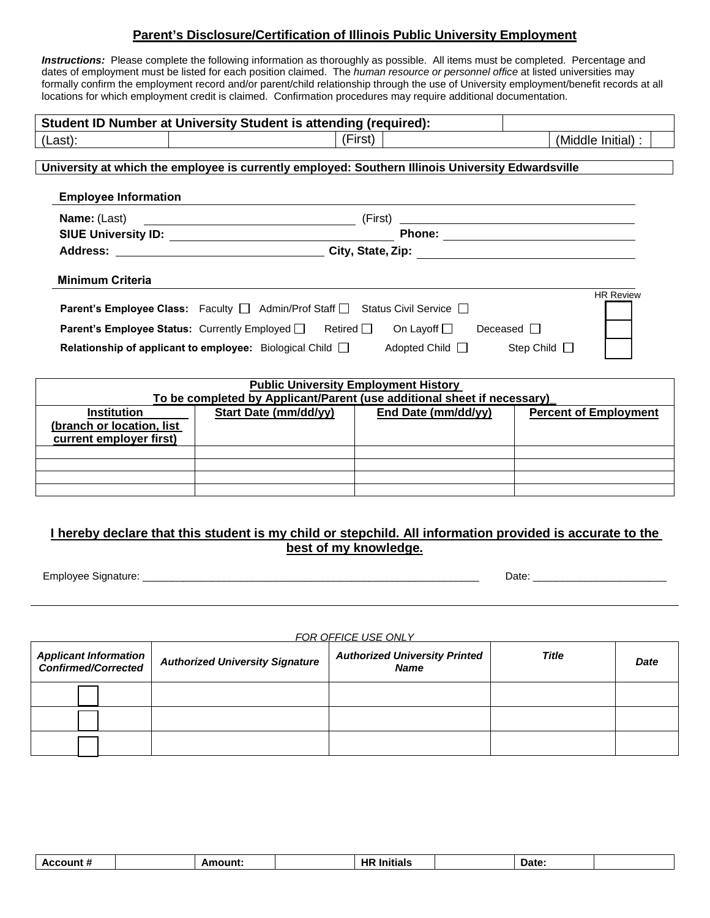## Parent's Disclosure/Certification of Illinois Public University Employment

***Instructions:*** Please complete the following information as thoroughly as possible. All items must be completed. Percentage and dates of employment must be listed for each position claimed. The *human resource or personnel office* at listed universities may formally confirm the employment record and/or parent/child relationship through the use of University employment/benefit records at all locations for which employment credit is claimed. Confirmation procedures may require additional documentation.

| **Student ID Number at University Student is attending (required):** | | | | | |
|---|---|---|---|---|---|
| (Last): | | (First) | | (Middle Initial) : | |

**University at which the employee is currently employed: Southern Illinois University Edwardsville**

**Employee Information**

**Name:** (Last) ______________________ (First) ______________________

**SIUE University ID:** ______________________ **Phone:** ______________________

**Address:** ______________________ **City, State, Zip:** ______________________

**Minimum Criteria**

HR Review

**Parent's Employee Class:** Faculty ☐ Admin/Prof Staff ☐ Status Civil Service ☐ ☐

**Parent's Employee Status:** Currently Employed ☐ Retired ☐ On Layoff ☐ Deceased ☐ ☐

**Relationship of applicant to employee:** Biological Child ☐ Adopted Child ☐ Step Child ☐ ☐

**Public University Employment History**
**To be completed by Applicant/Parent (use additional sheet if necessary)**

| Institution (branch or location, list current employer first) | Start Date (mm/dd/yy) | End Date (mm/dd/yy) | Percent of Employment |
|---|---|---|---|
| | | | |
| | | | |
| | | | |
| | | | |

**I hereby declare that this student is my child or stepchild. All information provided is accurate to the best of my knowledge.**

Employee Signature: ______________________________________________ Date: ______________________

*FOR OFFICE USE ONLY*

| *Applicant Information Confirmed/Corrected* | *Authorized University Signature* | *Authorized University Printed Name* | *Title* | *Date* |
|---|---|---|---|---|
| ☐ | | | | |
| ☐ | | | | |
| ☐ | | | | |

| **Account #** | | **Amount:** | | **HR Initials** | | **Date:** | |
|---|---|---|---|---|---|---|---|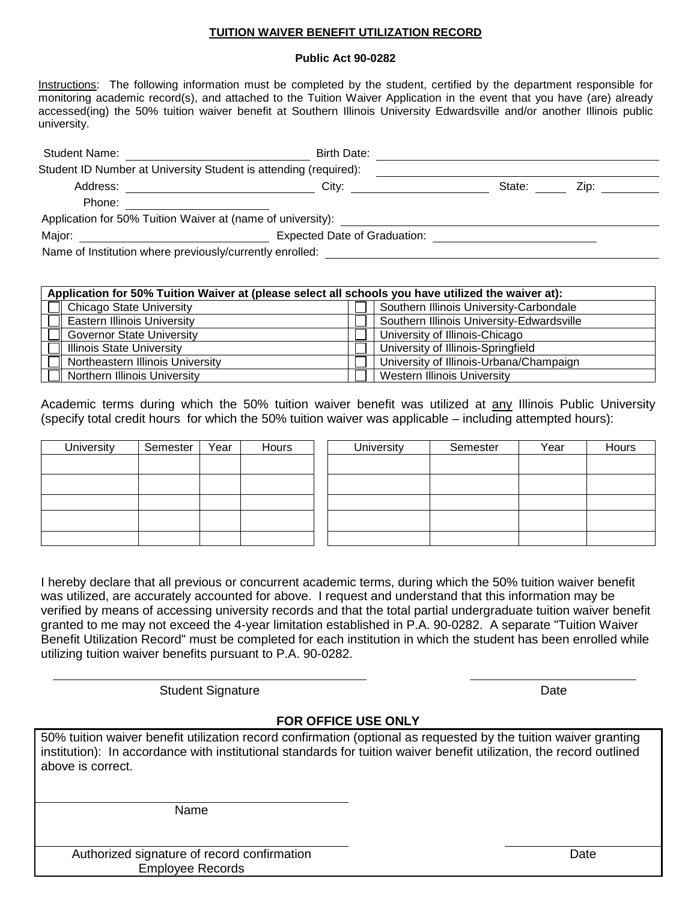**TUITION WAIVER BENEFIT UTILIZATION RECORD**

**Public Act 90-0282**

Instructions: The following information must be completed by the student, certified by the department responsible for monitoring academic record(s), and attached to the Tuition Waiver Application in the event that you have (are) already accessed(ing) the 50% tuition waiver benefit at Southern Illinois University Edwardsville and/or another Illinois public university.

Student Name: ______________________ Birth Date: ______________________

Student ID Number at University Student is attending (required): ______________________

Address: ______________________ City: ______________ State: _____ Zip: _______

Phone: ______________________

Application for 50% Tuition Waiver at (name of university): ______________________

Major: ______________________ Expected Date of Graduation: ______________________

Name of Institution where previously/currently enrolled: ______________________

| **Application for 50% Tuition Waiver at (please select all schools you have utilized the waiver at):** | | | |
|---|---|---|---|
| ☐ | Chicago State University | ☐ | Southern Illinois University-Carbondale |
| ☐ | Eastern Illinois University | ☐ | Southern Illinois University-Edwardsville |
| ☐ | Governor State University | ☐ | University of Illinois-Chicago |
| ☐ | Illinois State University | ☐ | University of Illinois-Springfield |
| ☐ | Northeastern Illinois University | ☐ | University of Illinois-Urbana/Champaign |
| ☐ | Northern Illinois University | ☐ | Western Illinois University |

Academic terms during which the 50% tuition waiver benefit was utilized at any Illinois Public University (specify total credit hours for which the 50% tuition waiver was applicable – including attempted hours):

| University | Semester | Year | Hours |
|---|---|---|---|
| | | | |
| | | | |
| | | | |
| | | | |
| | | | |

| University | Semester | Year | Hours |
|---|---|---|---|
| | | | |
| | | | |
| | | | |
| | | | |
| | | | |

I hereby declare that all previous or concurrent academic terms, during which the 50% tuition waiver benefit was utilized, are accurately accounted for above. I request and understand that this information may be verified by means of accessing university records and that the total partial undergraduate tuition waiver benefit granted to me may not exceed the 4-year limitation established in P.A. 90-0282. A separate "Tuition Waiver Benefit Utilization Record" must be completed for each institution in which the student has been enrolled while utilizing tuition waiver benefits pursuant to P.A. 90-0282.

______________________________ ______________________

Student Signature Date

**FOR OFFICE USE ONLY**

50% tuition waiver benefit utilization record confirmation (optional as requested by the tuition waiver granting institution): In accordance with institutional standards for tuition waiver benefit utilization, the record outlined above is correct.

______________________________

Name

______________________________ ______________________

Authorized signature of record confirmation Date

Employee Records